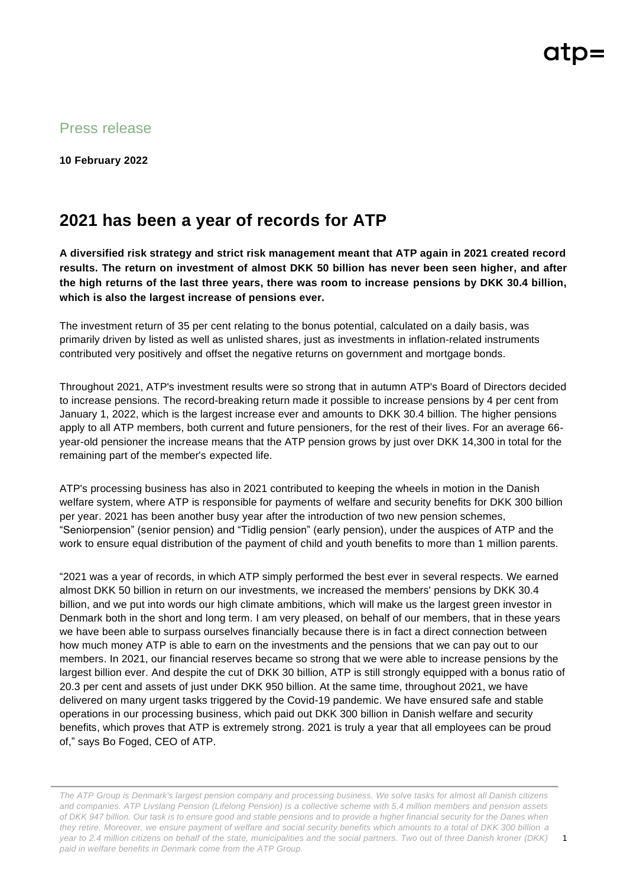Press release

**10 February 2022**

# 2021 has been a year of records for ATP

**A diversified risk strategy and strict risk management meant that ATP again in 2021 created record results. The return on investment of almost DKK 50 billion has never been seen higher, and after the high returns of the last three years, there was room to increase pensions by DKK 30.4 billion, which is also the largest increase of pensions ever.**

The investment return of 35 per cent relating to the bonus potential, calculated on a daily basis, was primarily driven by listed as well as unlisted shares, just as investments in inflation-related instruments contributed very positively and offset the negative returns on government and mortgage bonds.

Throughout 2021, ATP's investment results were so strong that in autumn ATP's Board of Directors decided to increase pensions. The record-breaking return made it possible to increase pensions by 4 per cent from January 1, 2022, which is the largest increase ever and amounts to DKK 30.4 billion. The higher pensions apply to all ATP members, both current and future pensioners, for the rest of their lives. For an average 66-year-old pensioner the increase means that the ATP pension grows by just over DKK 14,300 in total for the remaining part of the member's expected life.

ATP's processing business has also in 2021 contributed to keeping the wheels in motion in the Danish welfare system, where ATP is responsible for payments of welfare and security benefits for DKK 300 billion per year. 2021 has been another busy year after the introduction of two new pension schemes, "Seniorpension" (senior pension) and "Tidlig pension" (early pension), under the auspices of ATP and the work to ensure equal distribution of the payment of child and youth benefits to more than 1 million parents.

"2021 was a year of records, in which ATP simply performed the best ever in several respects. We earned almost DKK 50 billion in return on our investments, we increased the members' pensions by DKK 30.4 billion, and we put into words our high climate ambitions, which will make us the largest green investor in Denmark both in the short and long term. I am very pleased, on behalf of our members, that in these years we have been able to surpass ourselves financially because there is in fact a direct connection between how much money ATP is able to earn on the investments and the pensions that we can pay out to our members. In 2021, our financial reserves became so strong that we were able to increase pensions by the largest billion ever. And despite the cut of DKK 30 billion, ATP is still strongly equipped with a bonus ratio of 20.3 per cent and assets of just under DKK 950 billion. At the same time, throughout 2021, we have delivered on many urgent tasks triggered by the Covid-19 pandemic. We have ensured safe and stable operations in our processing business, which paid out DKK 300 billion in Danish welfare and security benefits, which proves that ATP is extremely strong. 2021 is truly a year that all employees can be proud of," says Bo Foged, CEO of ATP.

*The ATP Group is Denmark's largest pension company and processing business. We solve tasks for almost all Danish citizens and companies. ATP Livslang Pension (Lifelong Pension) is a collective scheme with 5.4 million members and pension assets of DKK 947 billion. Our task is to ensure good and stable pensions and to provide a higher financial security for the Danes when they retire. Moreover, we ensure payment of welfare and social security benefits which amounts to a total of DKK 300 billion a year to 2.4 million citizens on behalf of the state, municipalities and the social partners. Two out of three Danish kroner (DKK) paid in welfare benefits in Denmark come from the ATP Group.*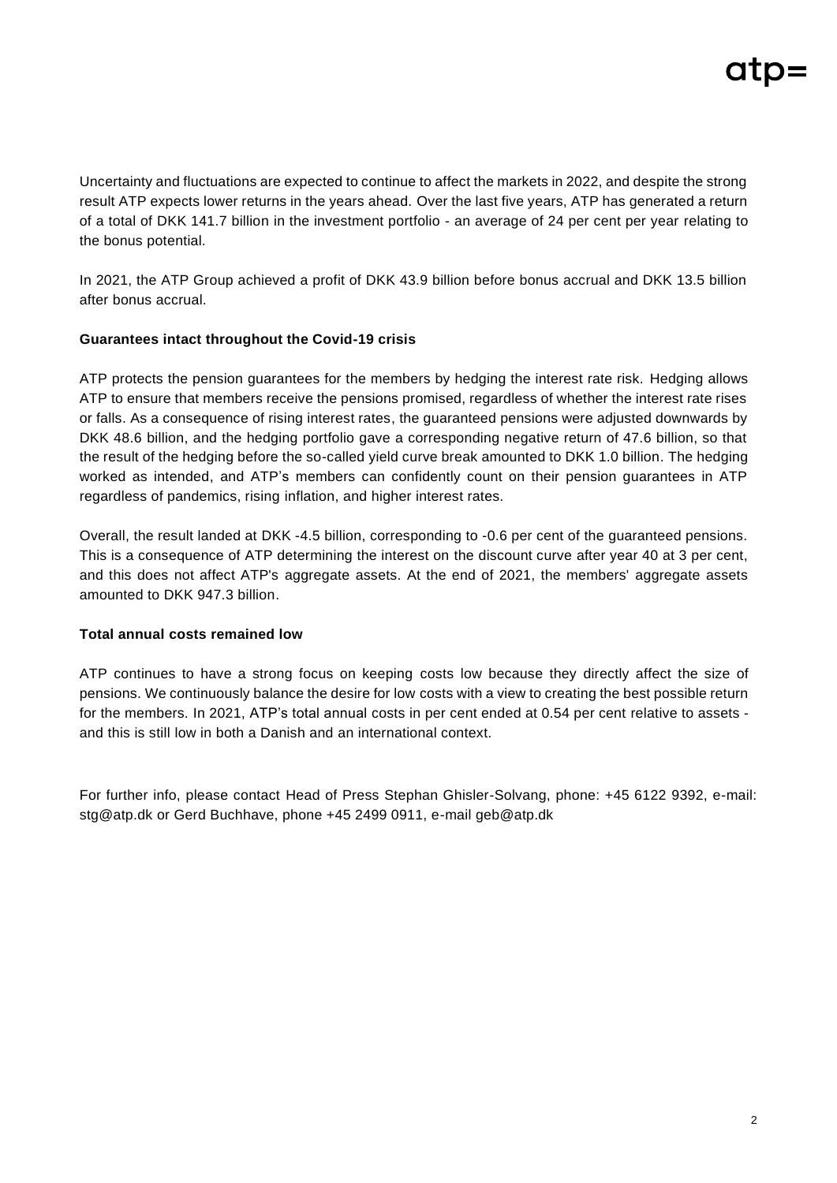Uncertainty and fluctuations are expected to continue to affect the markets in 2022, and despite the strong result ATP expects lower returns in the years ahead. Over the last five years, ATP has generated a return of a total of DKK 141.7 billion in the investment portfolio - an average of 24 per cent per year relating to the bonus potential.

In 2021, the ATP Group achieved a profit of DKK 43.9 billion before bonus accrual and DKK 13.5 billion after bonus accrual.

**Guarantees intact throughout the Covid-19 crisis**

ATP protects the pension guarantees for the members by hedging the interest rate risk. Hedging allows ATP to ensure that members receive the pensions promised, regardless of whether the interest rate rises or falls. As a consequence of rising interest rates, the guaranteed pensions were adjusted downwards by DKK 48.6 billion, and the hedging portfolio gave a corresponding negative return of 47.6 billion, so that the result of the hedging before the so-called yield curve break amounted to DKK 1.0 billion. The hedging worked as intended, and ATP's members can confidently count on their pension guarantees in ATP regardless of pandemics, rising inflation, and higher interest rates.

Overall, the result landed at DKK -4.5 billion, corresponding to -0.6 per cent of the guaranteed pensions. This is a consequence of ATP determining the interest on the discount curve after year 40 at 3 per cent, and this does not affect ATP's aggregate assets. At the end of 2021, the members' aggregate assets amounted to DKK 947.3 billion.

**Total annual costs remained low**

ATP continues to have a strong focus on keeping costs low because they directly affect the size of pensions. We continuously balance the desire for low costs with a view to creating the best possible return for the members. In 2021, ATP's total annual costs in per cent ended at 0.54 per cent relative to assets - and this is still low in both a Danish and an international context.

For further info, please contact Head of Press Stephan Ghisler-Solvang, phone: +45 6122 9392, e-mail: stg@atp.dk or Gerd Buchhave, phone +45 2499 0911, e-mail geb@atp.dk